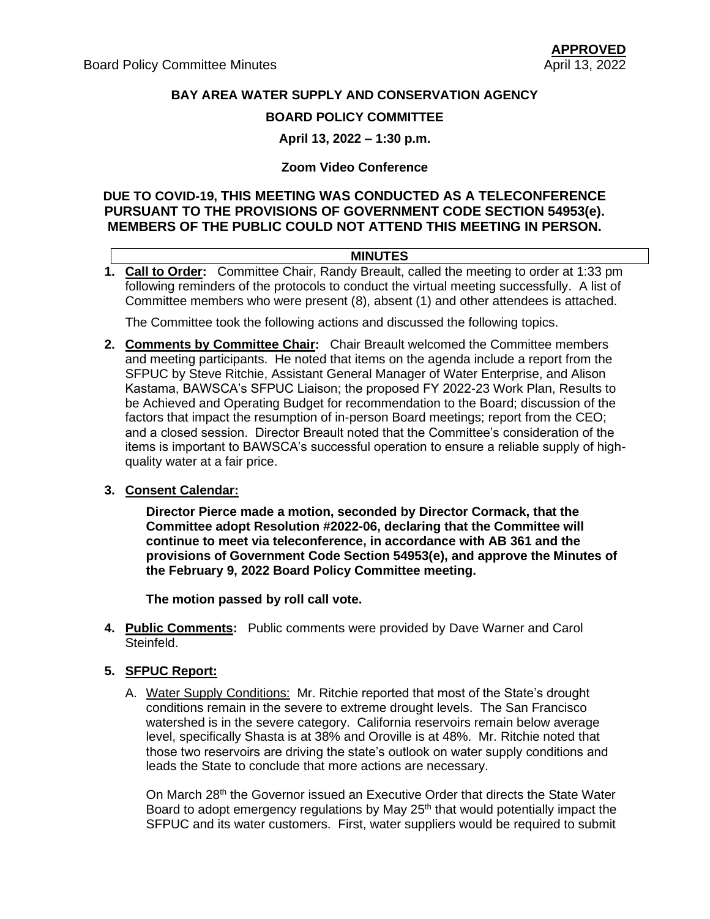**APPROVED**

# BAY AREA WATER SUPPLY AND CONSERVATION AGENCY

## BOARD POLICY COMMITTEE

**April 13, 2022 – 1:30 p.m.**

**Zoom Video Conference**

**DUE TO COVID-19, THIS MEETING WAS CONDUCTED AS A TELECONFERENCE PURSUANT TO THE PROVISIONS OF GOVERNMENT CODE SECTION 54953(e). MEMBERS OF THE PUBLIC COULD NOT ATTEND THIS MEETING IN PERSON.**

## MINUTES

1. **Call to Order:** Committee Chair, Randy Breault, called the meeting to order at 1:33 pm following reminders of the protocols to conduct the virtual meeting successfully. A list of Committee members who were present (8), absent (1) and other attendees is attached.

   The Committee took the following actions and discussed the following topics.

2. **Comments by Committee Chair:** Chair Breault welcomed the Committee members and meeting participants. He noted that items on the agenda include a report from the SFPUC by Steve Ritchie, Assistant General Manager of Water Enterprise, and Alison Kastama, BAWSCA's SFPUC Liaison; the proposed FY 2022-23 Work Plan, Results to be Achieved and Operating Budget for recommendation to the Board; discussion of the factors that impact the resumption of in-person Board meetings; report from the CEO; and a closed session. Director Breault noted that the Committee's consideration of the items is important to BAWSCA's successful operation to ensure a reliable supply of high-quality water at a fair price.

3. **Consent Calendar:**

   **Director Pierce made a motion, seconded by Director Cormack, that the Committee adopt Resolution #2022-06, declaring that the Committee will continue to meet via teleconference, in accordance with AB 361 and the provisions of Government Code Section 54953(e), and approve the Minutes of the February 9, 2022 Board Policy Committee meeting.**

   **The motion passed by roll call vote.**

4. **Public Comments:** Public comments were provided by Dave Warner and Carol Steinfeld.

5. **SFPUC Report:**

   A. Water Supply Conditions: Mr. Ritchie reported that most of the State's drought conditions remain in the severe to extreme drought levels. The San Francisco watershed is in the severe category. California reservoirs remain below average level, specifically Shasta is at 38% and Oroville is at 48%. Mr. Ritchie noted that those two reservoirs are driving the state's outlook on water supply conditions and leads the State to conclude that more actions are necessary.

   On March 28th the Governor issued an Executive Order that directs the State Water Board to adopt emergency regulations by May 25th that would potentially impact the SFPUC and its water customers. First, water suppliers would be required to submit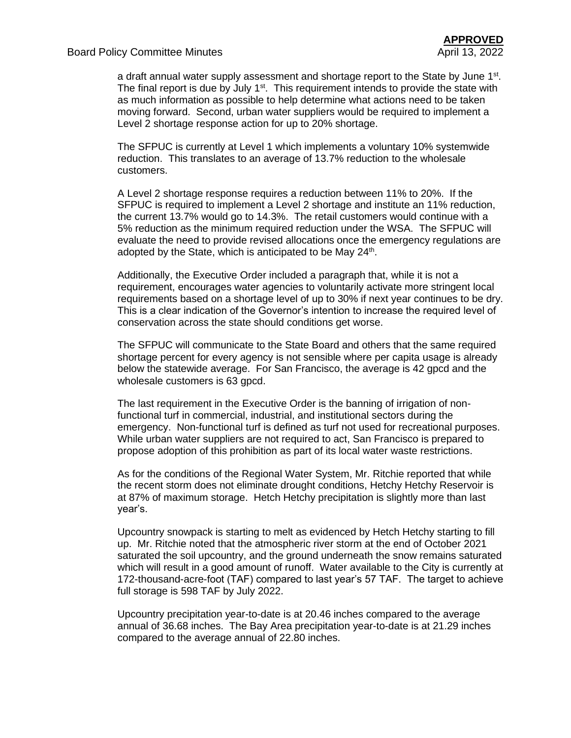a draft annual water supply assessment and shortage report to the State by June 1st. The final report is due by July 1st. This requirement intends to provide the state with as much information as possible to help determine what actions need to be taken moving forward. Second, urban water suppliers would be required to implement a Level 2 shortage response action for up to 20% shortage.

The SFPUC is currently at Level 1 which implements a voluntary 10% systemwide reduction. This translates to an average of 13.7% reduction to the wholesale customers.

A Level 2 shortage response requires a reduction between 11% to 20%. If the SFPUC is required to implement a Level 2 shortage and institute an 11% reduction, the current 13.7% would go to 14.3%. The retail customers would continue with a 5% reduction as the minimum required reduction under the WSA. The SFPUC will evaluate the need to provide revised allocations once the emergency regulations are adopted by the State, which is anticipated to be May 24th.

Additionally, the Executive Order included a paragraph that, while it is not a requirement, encourages water agencies to voluntarily activate more stringent local requirements based on a shortage level of up to 30% if next year continues to be dry. This is a clear indication of the Governor's intention to increase the required level of conservation across the state should conditions get worse.

The SFPUC will communicate to the State Board and others that the same required shortage percent for every agency is not sensible where per capita usage is already below the statewide average. For San Francisco, the average is 42 gpcd and the wholesale customers is 63 gpcd.

The last requirement in the Executive Order is the banning of irrigation of non-functional turf in commercial, industrial, and institutional sectors during the emergency. Non-functional turf is defined as turf not used for recreational purposes. While urban water suppliers are not required to act, San Francisco is prepared to propose adoption of this prohibition as part of its local water waste restrictions.

As for the conditions of the Regional Water System, Mr. Ritchie reported that while the recent storm does not eliminate drought conditions, Hetchy Hetchy Reservoir is at 87% of maximum storage. Hetch Hetchy precipitation is slightly more than last year's.

Upcountry snowpack is starting to melt as evidenced by Hetch Hetchy starting to fill up. Mr. Ritchie noted that the atmospheric river storm at the end of October 2021 saturated the soil upcountry, and the ground underneath the snow remains saturated which will result in a good amount of runoff. Water available to the City is currently at 172-thousand-acre-foot (TAF) compared to last year's 57 TAF. The target to achieve full storage is 598 TAF by July 2022.

Upcountry precipitation year-to-date is at 20.46 inches compared to the average annual of 36.68 inches. The Bay Area precipitation year-to-date is at 21.29 inches compared to the average annual of 22.80 inches.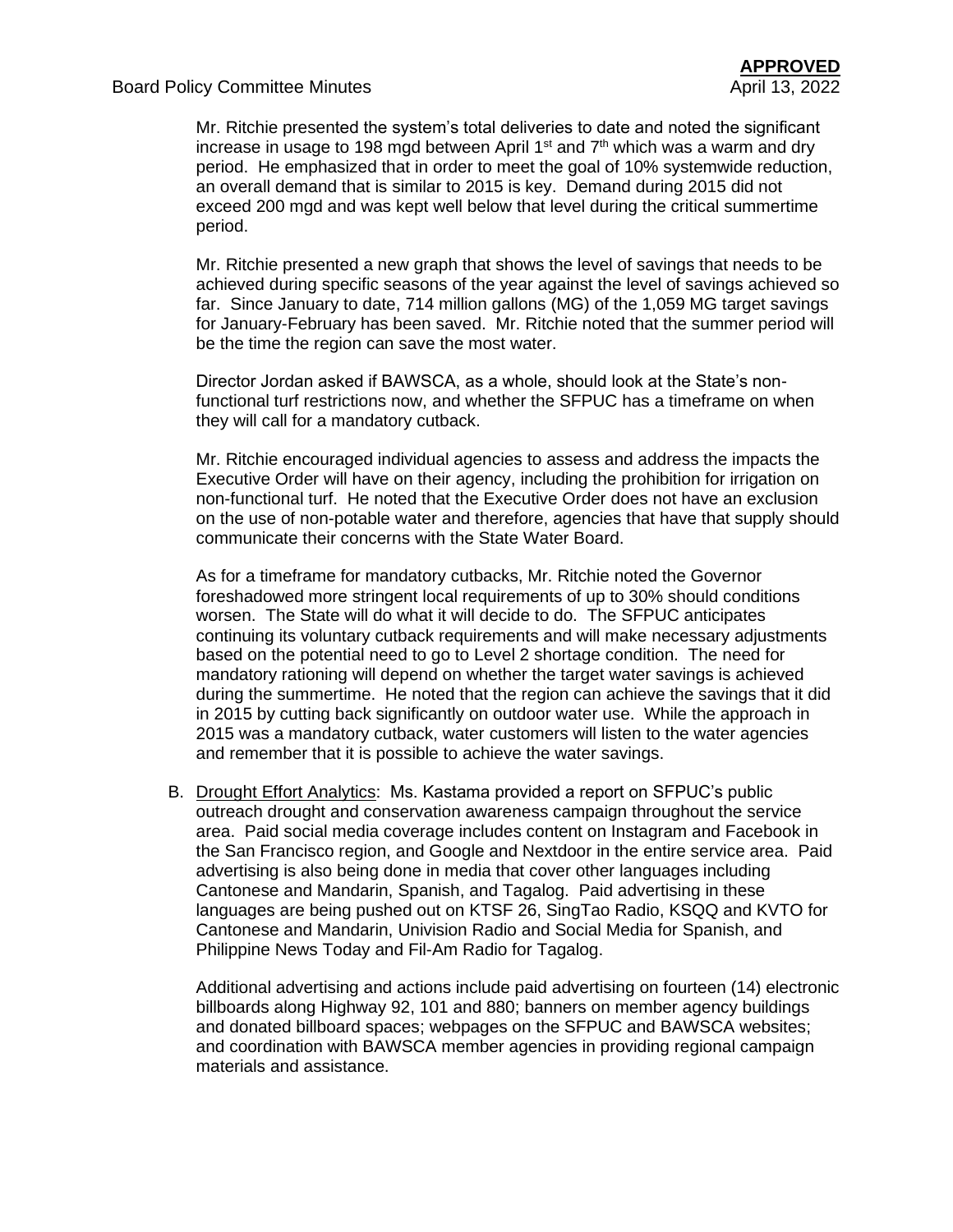Mr. Ritchie presented the system's total deliveries to date and noted the significant increase in usage to 198 mgd between April 1st and 7th which was a warm and dry period. He emphasized that in order to meet the goal of 10% systemwide reduction, an overall demand that is similar to 2015 is key. Demand during 2015 did not exceed 200 mgd and was kept well below that level during the critical summertime period.

Mr. Ritchie presented a new graph that shows the level of savings that needs to be achieved during specific seasons of the year against the level of savings achieved so far. Since January to date, 714 million gallons (MG) of the 1,059 MG target savings for January-February has been saved. Mr. Ritchie noted that the summer period will be the time the region can save the most water.

Director Jordan asked if BAWSCA, as a whole, should look at the State's non-functional turf restrictions now, and whether the SFPUC has a timeframe on when they will call for a mandatory cutback.

Mr. Ritchie encouraged individual agencies to assess and address the impacts the Executive Order will have on their agency, including the prohibition for irrigation on non-functional turf. He noted that the Executive Order does not have an exclusion on the use of non-potable water and therefore, agencies that have that supply should communicate their concerns with the State Water Board.

As for a timeframe for mandatory cutbacks, Mr. Ritchie noted the Governor foreshadowed more stringent local requirements of up to 30% should conditions worsen. The State will do what it will decide to do. The SFPUC anticipates continuing its voluntary cutback requirements and will make necessary adjustments based on the potential need to go to Level 2 shortage condition. The need for mandatory rationing will depend on whether the target water savings is achieved during the summertime. He noted that the region can achieve the savings that it did in 2015 by cutting back significantly on outdoor water use. While the approach in 2015 was a mandatory cutback, water customers will listen to the water agencies and remember that it is possible to achieve the water savings.

B. Drought Effort Analytics: Ms. Kastama provided a report on SFPUC's public outreach drought and conservation awareness campaign throughout the service area. Paid social media coverage includes content on Instagram and Facebook in the San Francisco region, and Google and Nextdoor in the entire service area. Paid advertising is also being done in media that cover other languages including Cantonese and Mandarin, Spanish, and Tagalog. Paid advertising in these languages are being pushed out on KTSF 26, SingTao Radio, KSQQ and KVTO for Cantonese and Mandarin, Univision Radio and Social Media for Spanish, and Philippine News Today and Fil-Am Radio for Tagalog.

Additional advertising and actions include paid advertising on fourteen (14) electronic billboards along Highway 92, 101 and 880; banners on member agency buildings and donated billboard spaces; webpages on the SFPUC and BAWSCA websites; and coordination with BAWSCA member agencies in providing regional campaign materials and assistance.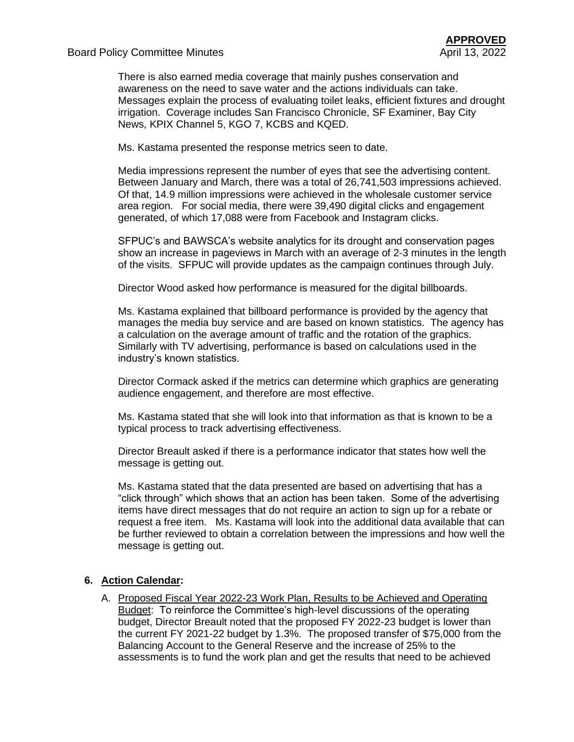There is also earned media coverage that mainly pushes conservation and awareness on the need to save water and the actions individuals can take. Messages explain the process of evaluating toilet leaks, efficient fixtures and drought irrigation. Coverage includes San Francisco Chronicle, SF Examiner, Bay City News, KPIX Channel 5, KGO 7, KCBS and KQED.

Ms. Kastama presented the response metrics seen to date.

Media impressions represent the number of eyes that see the advertising content. Between January and March, there was a total of 26,741,503 impressions achieved. Of that, 14.9 million impressions were achieved in the wholesale customer service area region. For social media, there were 39,490 digital clicks and engagement generated, of which 17,088 were from Facebook and Instagram clicks.

SFPUC's and BAWSCA's website analytics for its drought and conservation pages show an increase in pageviews in March with an average of 2-3 minutes in the length of the visits. SFPUC will provide updates as the campaign continues through July.

Director Wood asked how performance is measured for the digital billboards.

Ms. Kastama explained that billboard performance is provided by the agency that manages the media buy service and are based on known statistics. The agency has a calculation on the average amount of traffic and the rotation of the graphics. Similarly with TV advertising, performance is based on calculations used in the industry's known statistics.

Director Cormack asked if the metrics can determine which graphics are generating audience engagement, and therefore are most effective.

Ms. Kastama stated that she will look into that information as that is known to be a typical process to track advertising effectiveness.

Director Breault asked if there is a performance indicator that states how well the message is getting out.

Ms. Kastama stated that the data presented are based on advertising that has a "click through" which shows that an action has been taken. Some of the advertising items have direct messages that do not require an action to sign up for a rebate or request a free item. Ms. Kastama will look into the additional data available that can be further reviewed to obtain a correlation between the impressions and how well the message is getting out.

**6. Action Calendar:**

A. Proposed Fiscal Year 2022-23 Work Plan, Results to be Achieved and Operating Budget: To reinforce the Committee's high-level discussions of the operating budget, Director Breault noted that the proposed FY 2022-23 budget is lower than the current FY 2021-22 budget by 1.3%. The proposed transfer of $75,000 from the Balancing Account to the General Reserve and the increase of 25% to the assessments is to fund the work plan and get the results that need to be achieved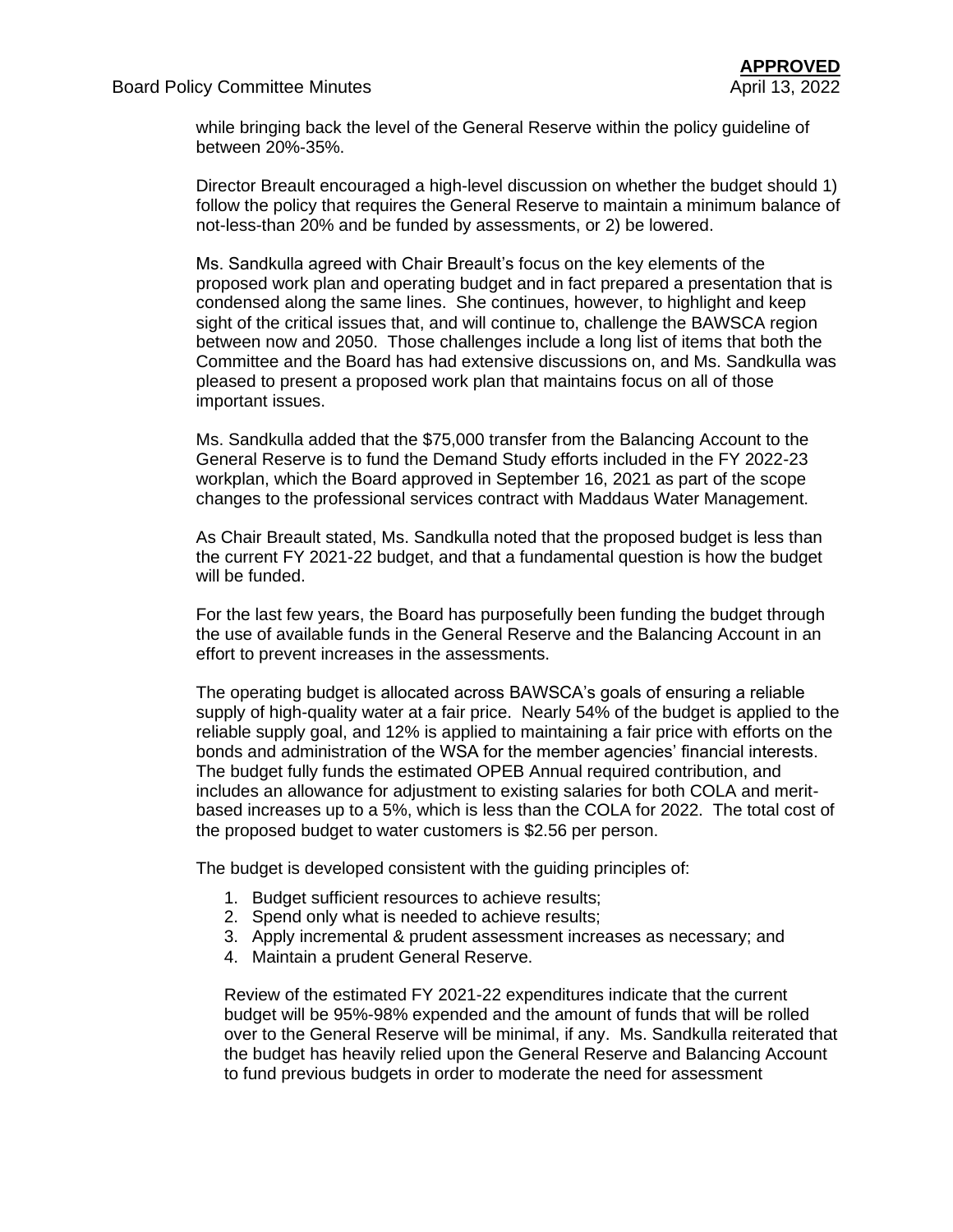while bringing back the level of the General Reserve within the policy guideline of between 20%-35%.

Director Breault encouraged a high-level discussion on whether the budget should 1) follow the policy that requires the General Reserve to maintain a minimum balance of not-less-than 20% and be funded by assessments, or 2) be lowered.

Ms. Sandkulla agreed with Chair Breault's focus on the key elements of the proposed work plan and operating budget and in fact prepared a presentation that is condensed along the same lines. She continues, however, to highlight and keep sight of the critical issues that, and will continue to, challenge the BAWSCA region between now and 2050. Those challenges include a long list of items that both the Committee and the Board has had extensive discussions on, and Ms. Sandkulla was pleased to present a proposed work plan that maintains focus on all of those important issues.

Ms. Sandkulla added that the $75,000 transfer from the Balancing Account to the General Reserve is to fund the Demand Study efforts included in the FY 2022-23 workplan, which the Board approved in September 16, 2021 as part of the scope changes to the professional services contract with Maddaus Water Management.

As Chair Breault stated, Ms. Sandkulla noted that the proposed budget is less than the current FY 2021-22 budget, and that a fundamental question is how the budget will be funded.

For the last few years, the Board has purposefully been funding the budget through the use of available funds in the General Reserve and the Balancing Account in an effort to prevent increases in the assessments.

The operating budget is allocated across BAWSCA's goals of ensuring a reliable supply of high-quality water at a fair price. Nearly 54% of the budget is applied to the reliable supply goal, and 12% is applied to maintaining a fair price with efforts on the bonds and administration of the WSA for the member agencies' financial interests. The budget fully funds the estimated OPEB Annual required contribution, and includes an allowance for adjustment to existing salaries for both COLA and merit-based increases up to a 5%, which is less than the COLA for 2022. The total cost of the proposed budget to water customers is $2.56 per person.

The budget is developed consistent with the guiding principles of:

1. Budget sufficient resources to achieve results;
2. Spend only what is needed to achieve results;
3. Apply incremental & prudent assessment increases as necessary; and
4. Maintain a prudent General Reserve.

Review of the estimated FY 2021-22 expenditures indicate that the current budget will be 95%-98% expended and the amount of funds that will be rolled over to the General Reserve will be minimal, if any. Ms. Sandkulla reiterated that the budget has heavily relied upon the General Reserve and Balancing Account to fund previous budgets in order to moderate the need for assessment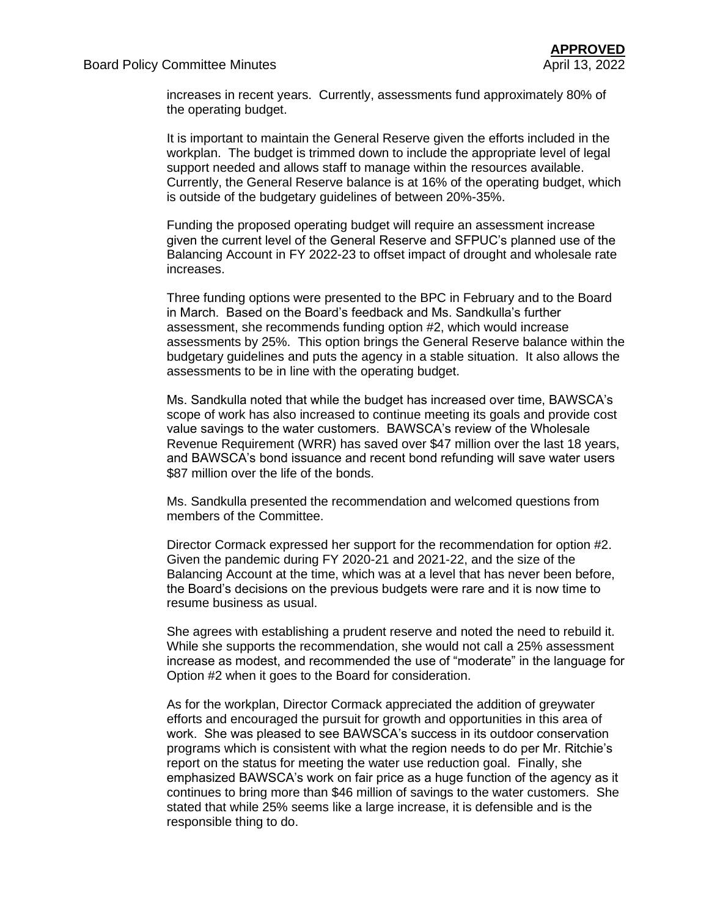increases in recent years. Currently, assessments fund approximately 80% of the operating budget.

It is important to maintain the General Reserve given the efforts included in the workplan. The budget is trimmed down to include the appropriate level of legal support needed and allows staff to manage within the resources available. Currently, the General Reserve balance is at 16% of the operating budget, which is outside of the budgetary guidelines of between 20%-35%.

Funding the proposed operating budget will require an assessment increase given the current level of the General Reserve and SFPUC's planned use of the Balancing Account in FY 2022-23 to offset impact of drought and wholesale rate increases.

Three funding options were presented to the BPC in February and to the Board in March. Based on the Board's feedback and Ms. Sandkulla's further assessment, she recommends funding option #2, which would increase assessments by 25%. This option brings the General Reserve balance within the budgetary guidelines and puts the agency in a stable situation. It also allows the assessments to be in line with the operating budget.

Ms. Sandkulla noted that while the budget has increased over time, BAWSCA's scope of work has also increased to continue meeting its goals and provide cost value savings to the water customers. BAWSCA's review of the Wholesale Revenue Requirement (WRR) has saved over $47 million over the last 18 years, and BAWSCA's bond issuance and recent bond refunding will save water users $87 million over the life of the bonds.

Ms. Sandkulla presented the recommendation and welcomed questions from members of the Committee.

Director Cormack expressed her support for the recommendation for option #2. Given the pandemic during FY 2020-21 and 2021-22, and the size of the Balancing Account at the time, which was at a level that has never been before, the Board's decisions on the previous budgets were rare and it is now time to resume business as usual.

She agrees with establishing a prudent reserve and noted the need to rebuild it. While she supports the recommendation, she would not call a 25% assessment increase as modest, and recommended the use of "moderate" in the language for Option #2 when it goes to the Board for consideration.

As for the workplan, Director Cormack appreciated the addition of greywater efforts and encouraged the pursuit for growth and opportunities in this area of work. She was pleased to see BAWSCA's success in its outdoor conservation programs which is consistent with what the region needs to do per Mr. Ritchie's report on the status for meeting the water use reduction goal. Finally, she emphasized BAWSCA's work on fair price as a huge function of the agency as it continues to bring more than $46 million of savings to the water customers. She stated that while 25% seems like a large increase, it is defensible and is the responsible thing to do.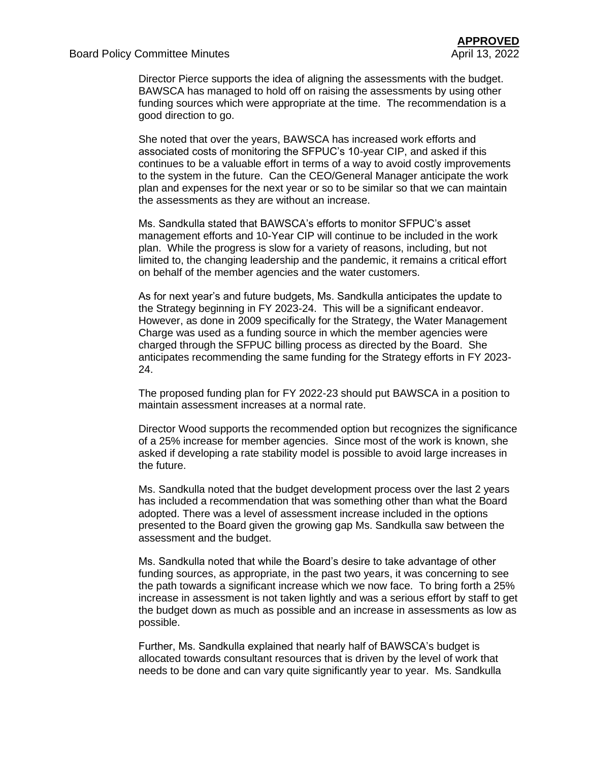Director Pierce supports the idea of aligning the assessments with the budget. BAWSCA has managed to hold off on raising the assessments by using other funding sources which were appropriate at the time. The recommendation is a good direction to go.

She noted that over the years, BAWSCA has increased work efforts and associated costs of monitoring the SFPUC's 10-year CIP, and asked if this continues to be a valuable effort in terms of a way to avoid costly improvements to the system in the future. Can the CEO/General Manager anticipate the work plan and expenses for the next year or so to be similar so that we can maintain the assessments as they are without an increase.

Ms. Sandkulla stated that BAWSCA's efforts to monitor SFPUC's asset management efforts and 10-Year CIP will continue to be included in the work plan. While the progress is slow for a variety of reasons, including, but not limited to, the changing leadership and the pandemic, it remains a critical effort on behalf of the member agencies and the water customers.

As for next year's and future budgets, Ms. Sandkulla anticipates the update to the Strategy beginning in FY 2023-24. This will be a significant endeavor. However, as done in 2009 specifically for the Strategy, the Water Management Charge was used as a funding source in which the member agencies were charged through the SFPUC billing process as directed by the Board. She anticipates recommending the same funding for the Strategy efforts in FY 2023-24.

The proposed funding plan for FY 2022-23 should put BAWSCA in a position to maintain assessment increases at a normal rate.

Director Wood supports the recommended option but recognizes the significance of a 25% increase for member agencies. Since most of the work is known, she asked if developing a rate stability model is possible to avoid large increases in the future.

Ms. Sandkulla noted that the budget development process over the last 2 years has included a recommendation that was something other than what the Board adopted. There was a level of assessment increase included in the options presented to the Board given the growing gap Ms. Sandkulla saw between the assessment and the budget.

Ms. Sandkulla noted that while the Board's desire to take advantage of other funding sources, as appropriate, in the past two years, it was concerning to see the path towards a significant increase which we now face. To bring forth a 25% increase in assessment is not taken lightly and was a serious effort by staff to get the budget down as much as possible and an increase in assessments as low as possible.

Further, Ms. Sandkulla explained that nearly half of BAWSCA's budget is allocated towards consultant resources that is driven by the level of work that needs to be done and can vary quite significantly year to year. Ms. Sandkulla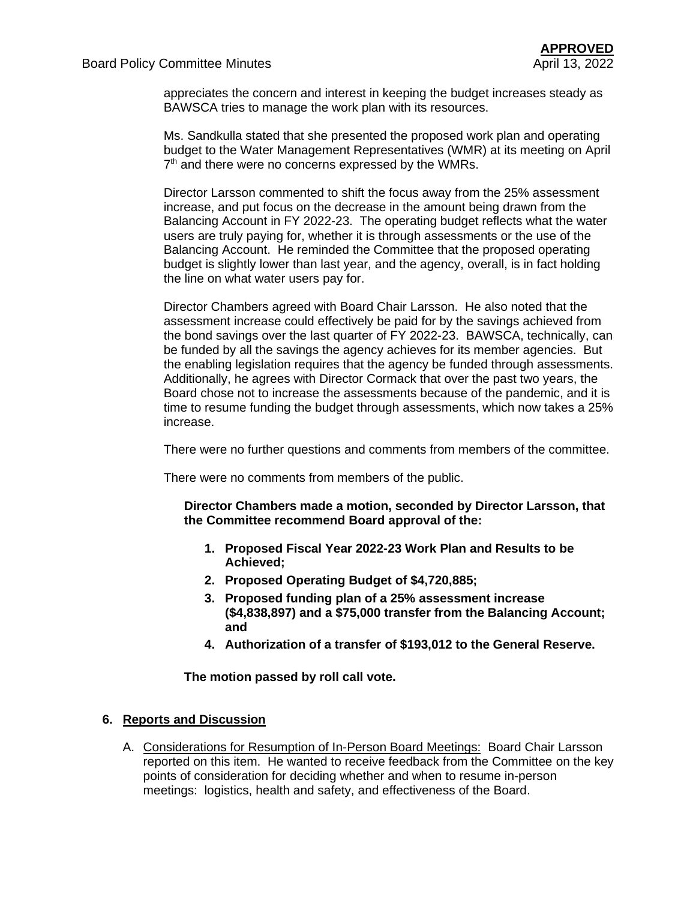appreciates the concern and interest in keeping the budget increases steady as BAWSCA tries to manage the work plan with its resources.

Ms. Sandkulla stated that she presented the proposed work plan and operating budget to the Water Management Representatives (WMR) at its meeting on April 7th and there were no concerns expressed by the WMRs.

Director Larsson commented to shift the focus away from the 25% assessment increase, and put focus on the decrease in the amount being drawn from the Balancing Account in FY 2022-23. The operating budget reflects what the water users are truly paying for, whether it is through assessments or the use of the Balancing Account. He reminded the Committee that the proposed operating budget is slightly lower than last year, and the agency, overall, is in fact holding the line on what water users pay for.

Director Chambers agreed with Board Chair Larsson. He also noted that the assessment increase could effectively be paid for by the savings achieved from the bond savings over the last quarter of FY 2022-23. BAWSCA, technically, can be funded by all the savings the agency achieves for its member agencies. But the enabling legislation requires that the agency be funded through assessments. Additionally, he agrees with Director Cormack that over the past two years, the Board chose not to increase the assessments because of the pandemic, and it is time to resume funding the budget through assessments, which now takes a 25% increase.

There were no further questions and comments from members of the committee.

There were no comments from members of the public.

**Director Chambers made a motion, seconded by Director Larsson, that the Committee recommend Board approval of the:**

1. **Proposed Fiscal Year 2022-23 Work Plan and Results to be Achieved;**
2. **Proposed Operating Budget of $4,720,885;**
3. **Proposed funding plan of a 25% assessment increase ($4,838,897) and a $75,000 transfer from the Balancing Account; and**
4. **Authorization of a transfer of $193,012 to the General Reserve.**

**The motion passed by roll call vote.**

## 6. Reports and Discussion

A. Considerations for Resumption of In-Person Board Meetings: Board Chair Larsson reported on this item. He wanted to receive feedback from the Committee on the key points of consideration for deciding whether and when to resume in-person meetings: logistics, health and safety, and effectiveness of the Board.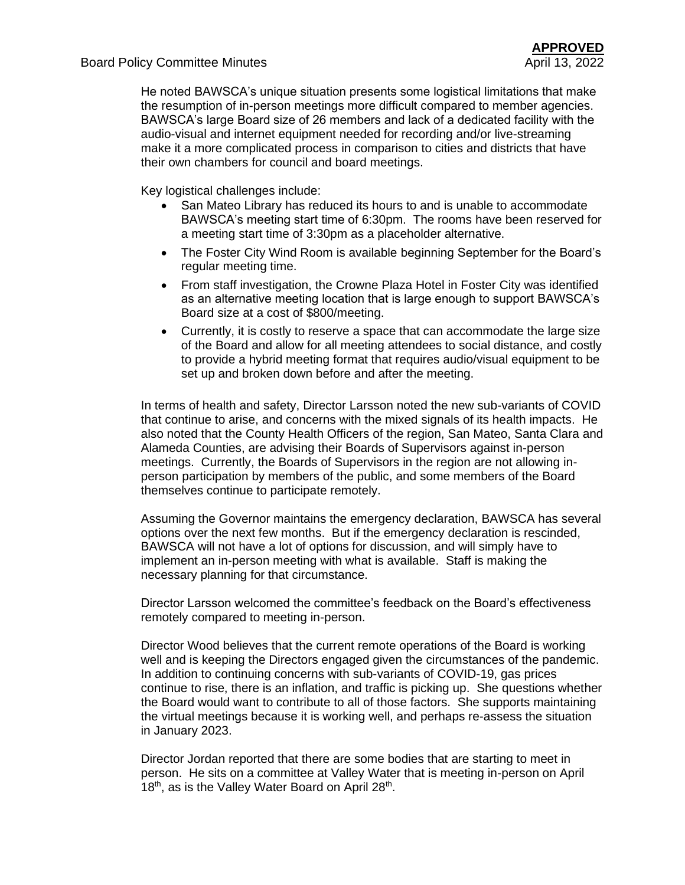He noted BAWSCA's unique situation presents some logistical limitations that make the resumption of in-person meetings more difficult compared to member agencies. BAWSCA's large Board size of 26 members and lack of a dedicated facility with the audio-visual and internet equipment needed for recording and/or live-streaming make it a more complicated process in comparison to cities and districts that have their own chambers for council and board meetings.

Key logistical challenges include:

- San Mateo Library has reduced its hours to and is unable to accommodate BAWSCA's meeting start time of 6:30pm. The rooms have been reserved for a meeting start time of 3:30pm as a placeholder alternative.
- The Foster City Wind Room is available beginning September for the Board's regular meeting time.
- From staff investigation, the Crowne Plaza Hotel in Foster City was identified as an alternative meeting location that is large enough to support BAWSCA's Board size at a cost of $800/meeting.
- Currently, it is costly to reserve a space that can accommodate the large size of the Board and allow for all meeting attendees to social distance, and costly to provide a hybrid meeting format that requires audio/visual equipment to be set up and broken down before and after the meeting.

In terms of health and safety, Director Larsson noted the new sub-variants of COVID that continue to arise, and concerns with the mixed signals of its health impacts. He also noted that the County Health Officers of the region, San Mateo, Santa Clara and Alameda Counties, are advising their Boards of Supervisors against in-person meetings. Currently, the Boards of Supervisors in the region are not allowing in-person participation by members of the public, and some members of the Board themselves continue to participate remotely.

Assuming the Governor maintains the emergency declaration, BAWSCA has several options over the next few months. But if the emergency declaration is rescinded, BAWSCA will not have a lot of options for discussion, and will simply have to implement an in-person meeting with what is available. Staff is making the necessary planning for that circumstance.

Director Larsson welcomed the committee's feedback on the Board's effectiveness remotely compared to meeting in-person.

Director Wood believes that the current remote operations of the Board is working well and is keeping the Directors engaged given the circumstances of the pandemic. In addition to continuing concerns with sub-variants of COVID-19, gas prices continue to rise, there is an inflation, and traffic is picking up. She questions whether the Board would want to contribute to all of those factors. She supports maintaining the virtual meetings because it is working well, and perhaps re-assess the situation in January 2023.

Director Jordan reported that there are some bodies that are starting to meet in person. He sits on a committee at Valley Water that is meeting in-person on April 18th, as is the Valley Water Board on April 28th.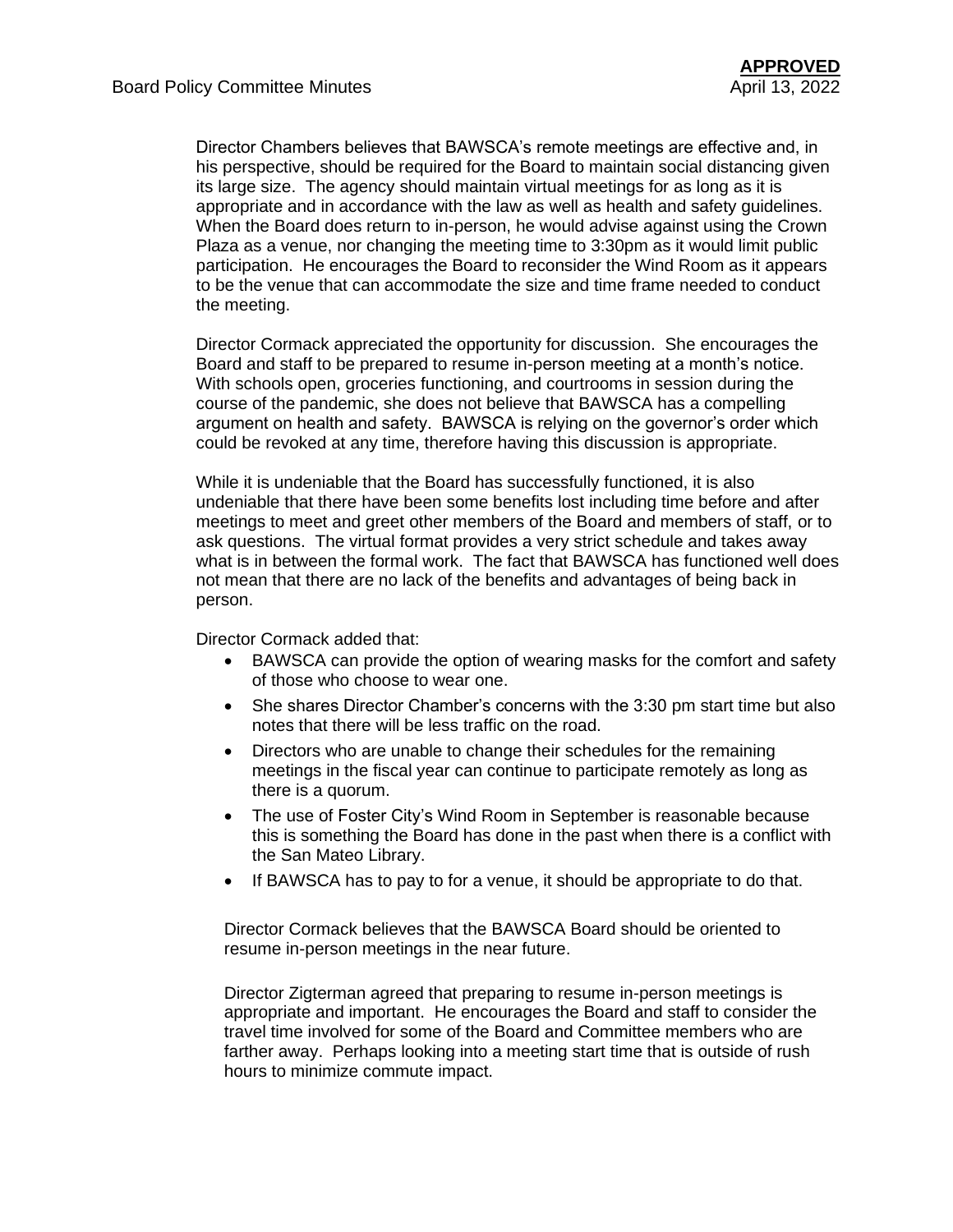Director Chambers believes that BAWSCA's remote meetings are effective and, in his perspective, should be required for the Board to maintain social distancing given its large size. The agency should maintain virtual meetings for as long as it is appropriate and in accordance with the law as well as health and safety guidelines. When the Board does return to in-person, he would advise against using the Crown Plaza as a venue, nor changing the meeting time to 3:30pm as it would limit public participation. He encourages the Board to reconsider the Wind Room as it appears to be the venue that can accommodate the size and time frame needed to conduct the meeting.

Director Cormack appreciated the opportunity for discussion. She encourages the Board and staff to be prepared to resume in-person meeting at a month's notice. With schools open, groceries functioning, and courtrooms in session during the course of the pandemic, she does not believe that BAWSCA has a compelling argument on health and safety. BAWSCA is relying on the governor's order which could be revoked at any time, therefore having this discussion is appropriate.

While it is undeniable that the Board has successfully functioned, it is also undeniable that there have been some benefits lost including time before and after meetings to meet and greet other members of the Board and members of staff, or to ask questions. The virtual format provides a very strict schedule and takes away what is in between the formal work. The fact that BAWSCA has functioned well does not mean that there are no lack of the benefits and advantages of being back in person.

Director Cormack added that:

- BAWSCA can provide the option of wearing masks for the comfort and safety of those who choose to wear one.
- She shares Director Chamber's concerns with the 3:30 pm start time but also notes that there will be less traffic on the road.
- Directors who are unable to change their schedules for the remaining meetings in the fiscal year can continue to participate remotely as long as there is a quorum.
- The use of Foster City's Wind Room in September is reasonable because this is something the Board has done in the past when there is a conflict with the San Mateo Library.
- If BAWSCA has to pay to for a venue, it should be appropriate to do that.

Director Cormack believes that the BAWSCA Board should be oriented to resume in-person meetings in the near future.

Director Zigterman agreed that preparing to resume in-person meetings is appropriate and important. He encourages the Board and staff to consider the travel time involved for some of the Board and Committee members who are farther away. Perhaps looking into a meeting start time that is outside of rush hours to minimize commute impact.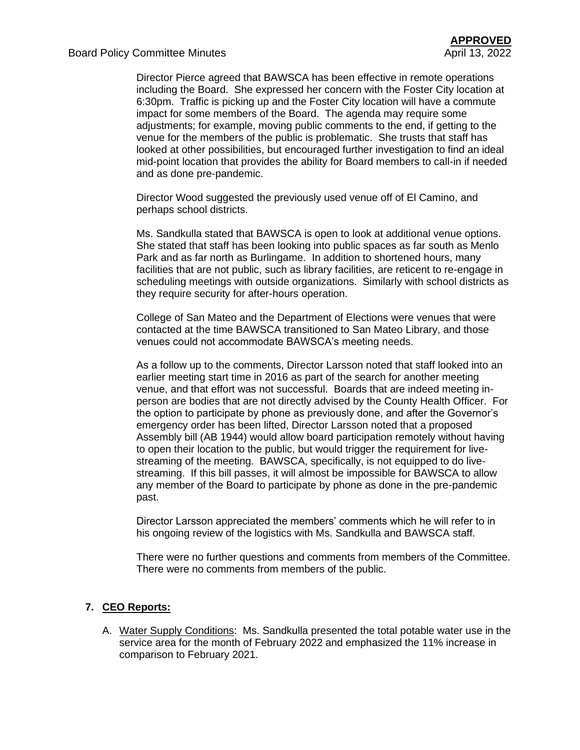Director Pierce agreed that BAWSCA has been effective in remote operations including the Board. She expressed her concern with the Foster City location at 6:30pm. Traffic is picking up and the Foster City location will have a commute impact for some members of the Board. The agenda may require some adjustments; for example, moving public comments to the end, if getting to the venue for the members of the public is problematic. She trusts that staff has looked at other possibilities, but encouraged further investigation to find an ideal mid-point location that provides the ability for Board members to call-in if needed and as done pre-pandemic.

Director Wood suggested the previously used venue off of El Camino, and perhaps school districts.

Ms. Sandkulla stated that BAWSCA is open to look at additional venue options. She stated that staff has been looking into public spaces as far south as Menlo Park and as far north as Burlingame. In addition to shortened hours, many facilities that are not public, such as library facilities, are reticent to re-engage in scheduling meetings with outside organizations. Similarly with school districts as they require security for after-hours operation.

College of San Mateo and the Department of Elections were venues that were contacted at the time BAWSCA transitioned to San Mateo Library, and those venues could not accommodate BAWSCA's meeting needs.

As a follow up to the comments, Director Larsson noted that staff looked into an earlier meeting start time in 2016 as part of the search for another meeting venue, and that effort was not successful. Boards that are indeed meeting in-person are bodies that are not directly advised by the County Health Officer. For the option to participate by phone as previously done, and after the Governor's emergency order has been lifted, Director Larsson noted that a proposed Assembly bill (AB 1944) would allow board participation remotely without having to open their location to the public, but would trigger the requirement for live-streaming of the meeting. BAWSCA, specifically, is not equipped to do live-streaming. If this bill passes, it will almost be impossible for BAWSCA to allow any member of the Board to participate by phone as done in the pre-pandemic past.

Director Larsson appreciated the members' comments which he will refer to in his ongoing review of the logistics with Ms. Sandkulla and BAWSCA staff.

There were no further questions and comments from members of the Committee. There were no comments from members of the public.

**7. <u>CEO Reports:</u>**

A. <u>Water Supply Conditions</u>: Ms. Sandkulla presented the total potable water use in the service area for the month of February 2022 and emphasized the 11% increase in comparison to February 2021.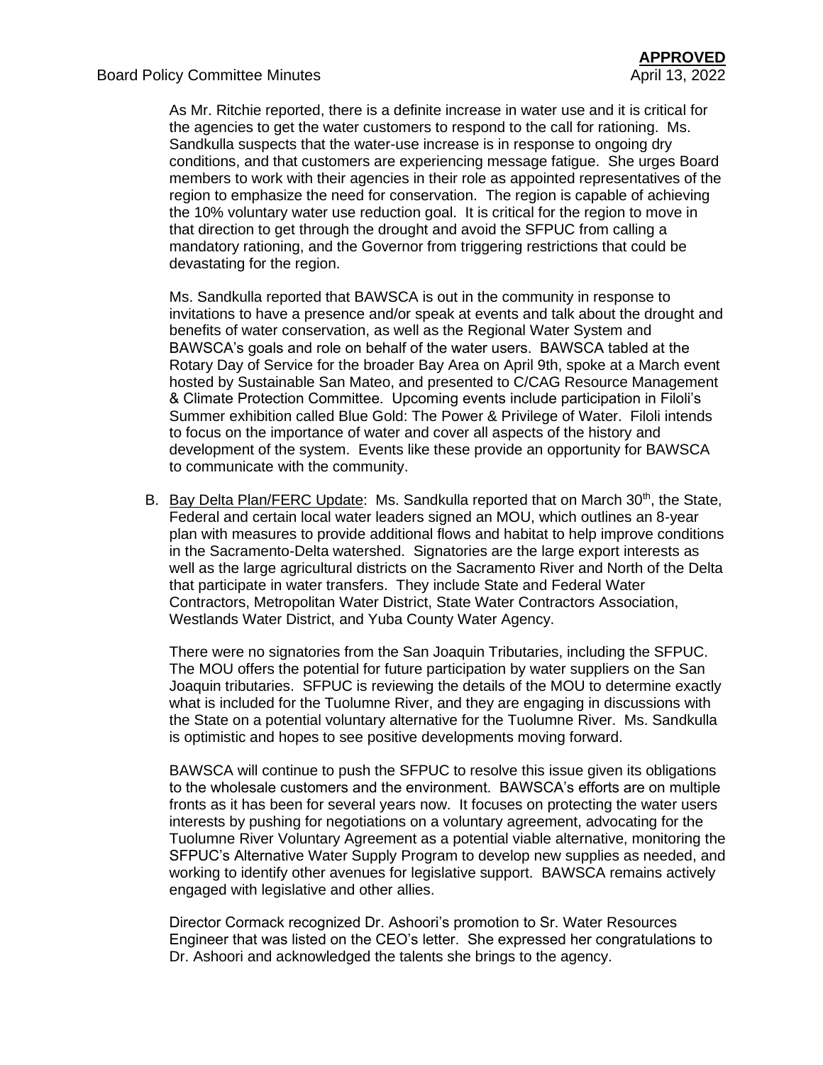As Mr. Ritchie reported, there is a definite increase in water use and it is critical for the agencies to get the water customers to respond to the call for rationing. Ms. Sandkulla suspects that the water-use increase is in response to ongoing dry conditions, and that customers are experiencing message fatigue. She urges Board members to work with their agencies in their role as appointed representatives of the region to emphasize the need for conservation. The region is capable of achieving the 10% voluntary water use reduction goal. It is critical for the region to move in that direction to get through the drought and avoid the SFPUC from calling a mandatory rationing, and the Governor from triggering restrictions that could be devastating for the region.

Ms. Sandkulla reported that BAWSCA is out in the community in response to invitations to have a presence and/or speak at events and talk about the drought and benefits of water conservation, as well as the Regional Water System and BAWSCA's goals and role on behalf of the water users. BAWSCA tabled at the Rotary Day of Service for the broader Bay Area on April 9th, spoke at a March event hosted by Sustainable San Mateo, and presented to C/CAG Resource Management & Climate Protection Committee. Upcoming events include participation in Filoli's Summer exhibition called Blue Gold: The Power & Privilege of Water. Filoli intends to focus on the importance of water and cover all aspects of the history and development of the system. Events like these provide an opportunity for BAWSCA to communicate with the community.

B. Bay Delta Plan/FERC Update: Ms. Sandkulla reported that on March 30th, the State, Federal and certain local water leaders signed an MOU, which outlines an 8-year plan with measures to provide additional flows and habitat to help improve conditions in the Sacramento-Delta watershed. Signatories are the large export interests as well as the large agricultural districts on the Sacramento River and North of the Delta that participate in water transfers. They include State and Federal Water Contractors, Metropolitan Water District, State Water Contractors Association, Westlands Water District, and Yuba County Water Agency.

There were no signatories from the San Joaquin Tributaries, including the SFPUC. The MOU offers the potential for future participation by water suppliers on the San Joaquin tributaries. SFPUC is reviewing the details of the MOU to determine exactly what is included for the Tuolumne River, and they are engaging in discussions with the State on a potential voluntary alternative for the Tuolumne River. Ms. Sandkulla is optimistic and hopes to see positive developments moving forward.

BAWSCA will continue to push the SFPUC to resolve this issue given its obligations to the wholesale customers and the environment. BAWSCA's efforts are on multiple fronts as it has been for several years now. It focuses on protecting the water users interests by pushing for negotiations on a voluntary agreement, advocating for the Tuolumne River Voluntary Agreement as a potential viable alternative, monitoring the SFPUC's Alternative Water Supply Program to develop new supplies as needed, and working to identify other avenues for legislative support. BAWSCA remains actively engaged with legislative and other allies.

Director Cormack recognized Dr. Ashoori's promotion to Sr. Water Resources Engineer that was listed on the CEO's letter. She expressed her congratulations to Dr. Ashoori and acknowledged the talents she brings to the agency.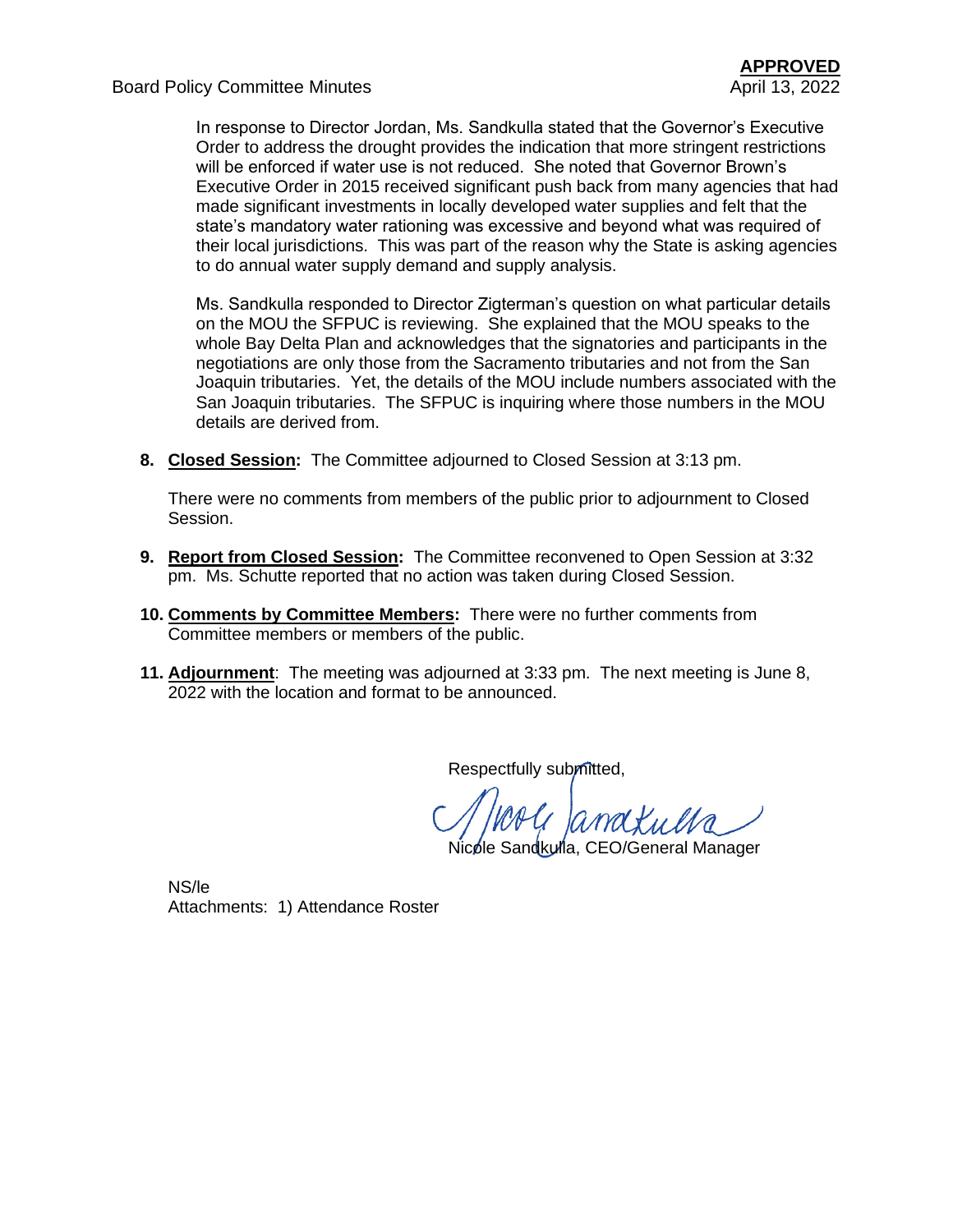**APPROVED**

In response to Director Jordan, Ms. Sandkulla stated that the Governor's Executive Order to address the drought provides the indication that more stringent restrictions will be enforced if water use is not reduced. She noted that Governor Brown's Executive Order in 2015 received significant push back from many agencies that had made significant investments in locally developed water supplies and felt that the state's mandatory water rationing was excessive and beyond what was required of their local jurisdictions. This was part of the reason why the State is asking agencies to do annual water supply demand and supply analysis.

Ms. Sandkulla responded to Director Zigterman's question on what particular details on the MOU the SFPUC is reviewing. She explained that the MOU speaks to the whole Bay Delta Plan and acknowledges that the signatories and participants in the negotiations are only those from the Sacramento tributaries and not from the San Joaquin tributaries. Yet, the details of the MOU include numbers associated with the San Joaquin tributaries. The SFPUC is inquiring where those numbers in the MOU details are derived from.

8. **Closed Session:** The Committee adjourned to Closed Session at 3:13 pm.

   There were no comments from members of the public prior to adjournment to Closed Session.

9. **Report from Closed Session:** The Committee reconvened to Open Session at 3:32 pm. Ms. Schutte reported that no action was taken during Closed Session.

10. **Comments by Committee Members:** There were no further comments from Committee members or members of the public.

11. **Adjournment**: The meeting was adjourned at 3:33 pm. The next meeting is June 8, 2022 with the location and format to be announced.

Respectfully submitted,

Nicole Sandkulla, CEO/General Manager

NS/le

Attachments: 1) Attendance Roster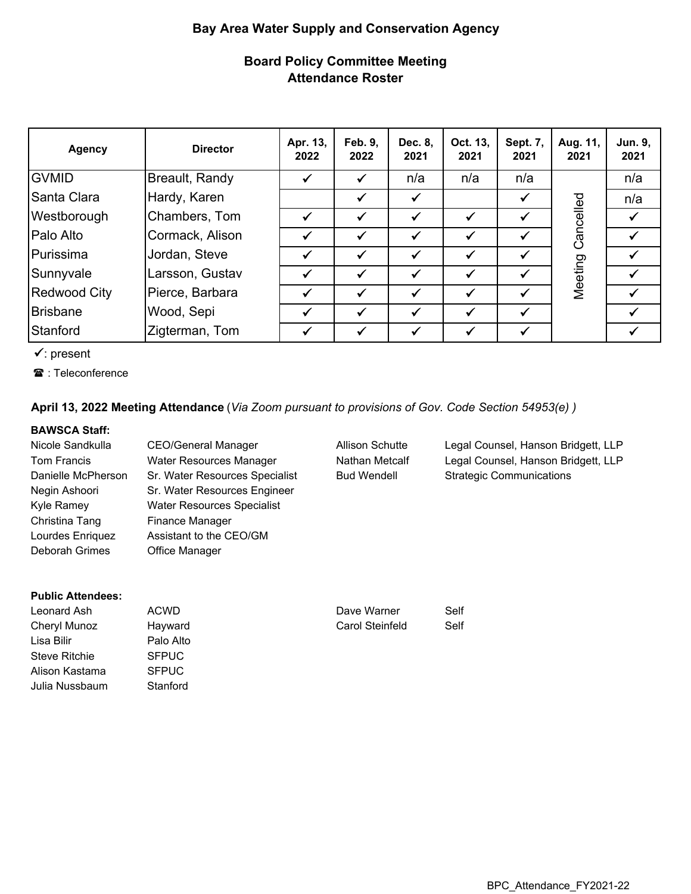# Bay Area Water Supply and Conservation Agency

## Board Policy Committee Meeting
## Attendance Roster

| Agency | Director | Apr. 13, 2022 | Feb. 9, 2022 | Dec. 8, 2021 | Oct. 13, 2021 | Sept. 7, 2021 | Aug. 11, 2021 | Jun. 9, 2021 |
|---|---|---|---|---|---|---|---|---|
| GVMID | Breault, Randy | ✓ | ✓ | n/a | n/a | n/a | Meeting Cancelled | n/a |
| Santa Clara | Hardy, Karen | | ✓ | ✓ | | ✓ | | n/a |
| Westborough | Chambers, Tom | ✓ | ✓ | ✓ | ✓ | ✓ | | ✓ |
| Palo Alto | Cormack, Alison | ✓ | ✓ | ✓ | ✓ | ✓ | | ✓ |
| Purissima | Jordan, Steve | ✓ | ✓ | ✓ | ✓ | ✓ | | ✓ |
| Sunnyvale | Larsson, Gustav | ✓ | ✓ | ✓ | ✓ | ✓ | | ✓ |
| Redwood City | Pierce, Barbara | ✓ | ✓ | ✓ | ✓ | ✓ | | ✓ |
| Brisbane | Wood, Sepi | ✓ | ✓ | ✓ | ✓ | ✓ | | ✓ |
| Stanford | Zigterman, Tom | ✓ | ✓ | ✓ | ✓ | ✓ | | ✓ |

✓: present

☎ : Teleconference

**April 13, 2022 Meeting Attendance** (*Via Zoom pursuant to provisions of Gov. Code Section 54953(e)* )

**BAWSCA Staff:**

| | | | |
|---|---|---|---|
| Nicole Sandkulla | CEO/General Manager | Allison Schutte | Legal Counsel, Hanson Bridgett, LLP |
| Tom Francis | Water Resources Manager | Nathan Metcalf | Legal Counsel, Hanson Bridgett, LLP |
| Danielle McPherson | Sr. Water Resources Specialist | Bud Wendell | Strategic Communications |
| Negin Ashoori | Sr. Water Resources Engineer | | |
| Kyle Ramey | Water Resources Specialist | | |
| Christina Tang | Finance Manager | | |
| Lourdes Enriquez | Assistant to the CEO/GM | | |
| Deborah Grimes | Office Manager | | |

**Public Attendees:**

| | | | |
|---|---|---|---|
| Leonard Ash | ACWD | Dave Warner | Self |
| Cheryl Munoz | Hayward | Carol Steinfeld | Self |
| Lisa Bilir | Palo Alto | | |
| Steve Ritchie | SFPUC | | |
| Alison Kastama | SFPUC | | |
| Julia Nussbaum | Stanford | | |

BPC_Attendance_FY2021-22